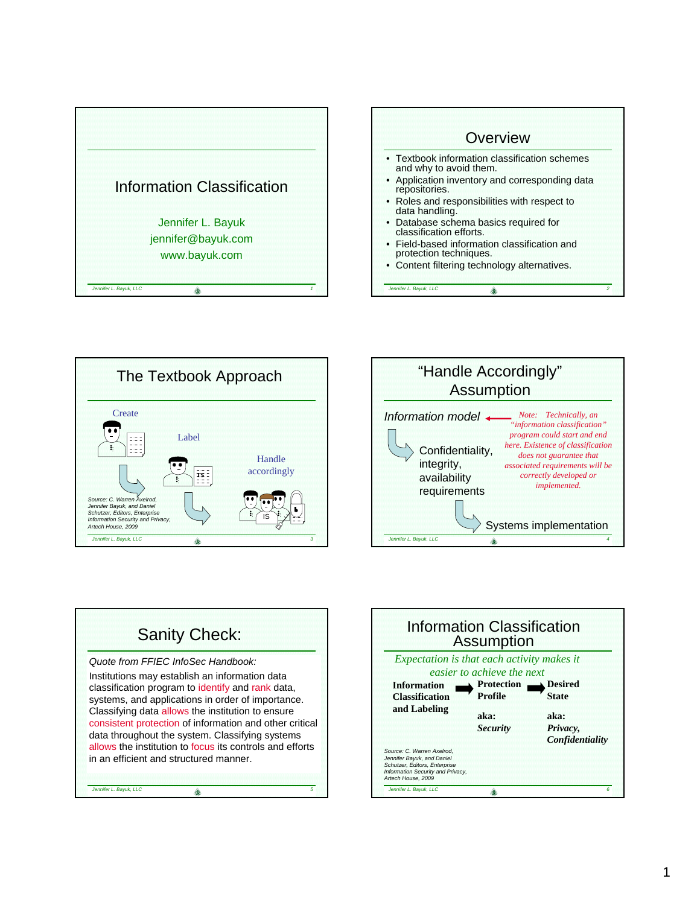# Information Classification

Jennifer L. Bayuk
jennifer@bayuk.com
www.bayuk.com

## Overview

- Textbook information classification schemes and why to avoid them.
- Application inventory and corresponding data repositories.
- Roles and responsibilities with respect to data handling.
- Database schema basics required for classification efforts.
- Field-based information classification and protection techniques.
- Content filtering technology alternatives.

## The Textbook Approach

Create → Label → Handle accordingly

Source: C. Warren Axelrod, Jennifer Bayuk, and Daniel Schutzer, Editors, Enterprise Information Security and Privacy, Artech House, 2009

## "Handle Accordingly" Assumption

*Information model* ← *Note: Technically, an "information classification" program could start and end here. Existence of classification does not guarantee that associated requirements will be correctly developed or implemented.*

→ Confidentiality, integrity, availability requirements

→ Systems implementation

## Sanity Check:

*Quote from FFIEC InfoSec Handbook:*

Institutions may establish an information data classification program to identify and rank data, systems, and applications in order of importance. Classifying data allows the institution to ensure consistent protection of information and other critical data throughout the system. Classifying systems allows the institution to focus its controls and efforts in an efficient and structured manner.

## Information Classification Assumption

*Expectation is that each activity makes it easier to achieve the next*

**Information Classification and Labeling** → **Protection Profile** → **Desired State**

**aka:** ***Security*** (Protection Profile)

**aka:** ***Privacy, Confidentiality*** (Desired State)

Source: C. Warren Axelrod, Jennifer Bayuk, and Daniel Schutzer, Editors, Enterprise Information Security and Privacy, Artech House, 2009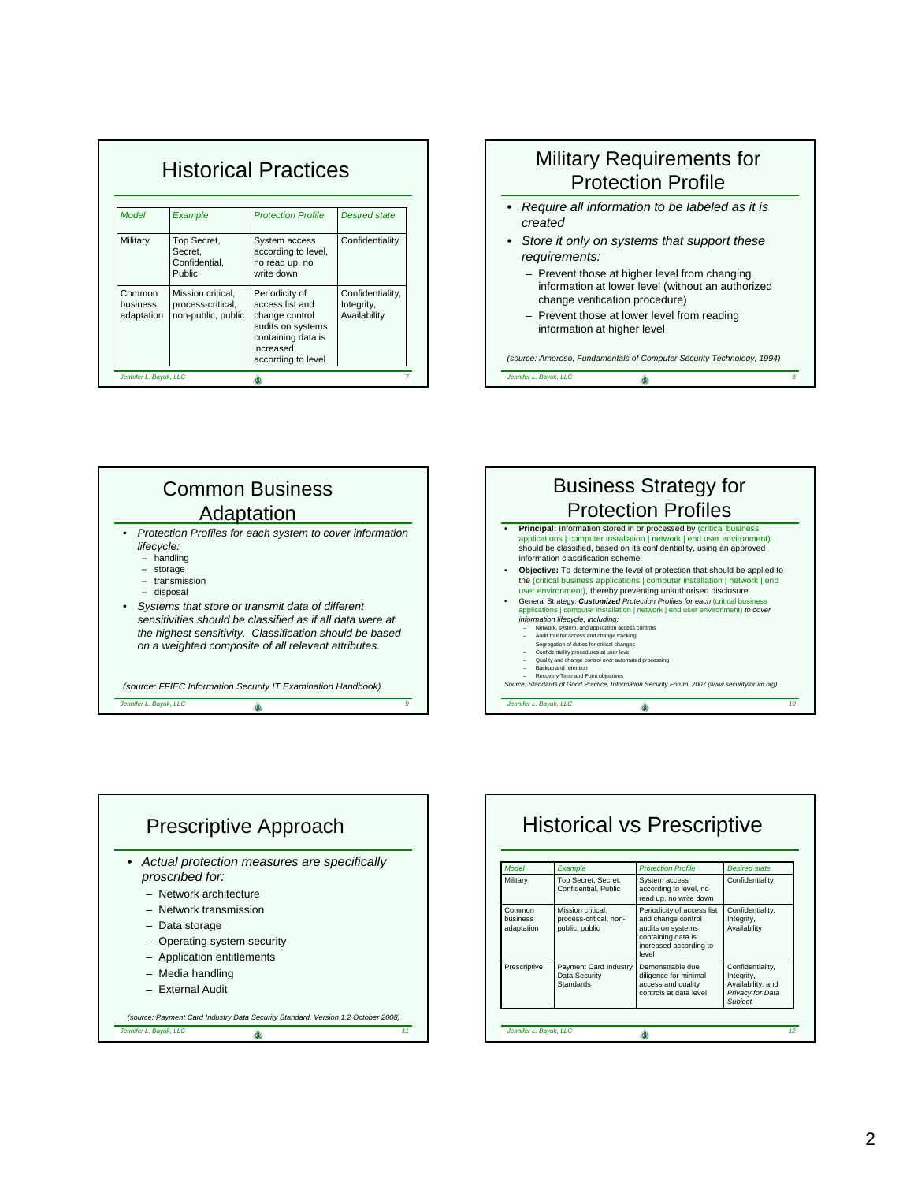## Historical Practices

| *Model* | *Example* | *Protection Profile* | *Desired state* |
|---|---|---|---|
| Military | Top Secret, Secret, Confidential, Public | System access according to level, no read up, no write down | Confidentiality |
| Common business adaptation | Mission critical, process-critical, non-public, public | Periodicity of access list and change control audits on systems containing data is increased according to level | Confidentiality, Integrity, Availability |

## Military Requirements for Protection Profile

- *Require all information to be labeled as it is created*
- *Store it only on systems that support these requirements:*
  - Prevent those at higher level from changing information at lower level (without an authorized change verification procedure)
  - Prevent those at lower level from reading information at higher level

*(source: Amoroso, Fundamentals of Computer Security Technology, 1994)*

## Common Business Adaptation

- *Protection Profiles for each system to cover information lifecycle:*
  - handling
  - storage
  - transmission
  - disposal
- *Systems that store or transmit data of different sensitivities should be classified as if all data were at the highest sensitivity. Classification should be based on a weighted composite of all relevant attributes.*

*(source: FFIEC Information Security IT Examination Handbook)*

## Business Strategy for Protection Profiles

- **Principal:** Information stored in or processed by (critical business applications | computer installation | network | end user environment) should be classified, based on its confidentiality, using an approved information classification scheme.
- **Objective:** To determine the level of protection that should be applied to the (critical business applications | computer installation | network | end user environment), thereby preventing unauthorised disclosure.
- General Strategy: ***Customized*** *Protection Profiles for each* (critical business applications | computer installation | network | end user environment) *to cover information lifecycle, including:*
  - Network, system, and application access controls
  - Audit trail for access and change tracking
  - Segregation of duties for critical changes
  - Confidentiality procedures at user level
  - Quality and change control over automated processing
  - Backup and retention
  - Recovery Time and Point objectives

*Source: Standards of Good Practice, Information Security Forum, 2007 (www.securityforum.org).*

## Prescriptive Approach

- *Actual protection measures are specifically proscribed for:*
  - Network architecture
  - Network transmission
  - Data storage
  - Operating system security
  - Application entitlements
  - Media handling
  - External Audit

*(source: Payment Card Industry Data Security Standard, Version 1.2 October 2008)*

## Historical vs Prescriptive

| *Model* | *Example* | *Protection Profile* | *Desired state* |
|---|---|---|---|
| Military | Top Secret, Secret, Confidential, Public | System access according to level, no read up, no write down | Confidentiality |
| Common business adaptation | Mission critical, process-critical, non-public, public | Periodicity of access list and change control audits on systems containing data is increased according to level | Confidentiality, Integrity, Availability |
| Prescriptive | Payment Card Industry Data Security Standards | Demonstrable due diligence for minimal access and quality controls at data level | Confidentiality, Integrity, Availability, and *Privacy for Data Subject* |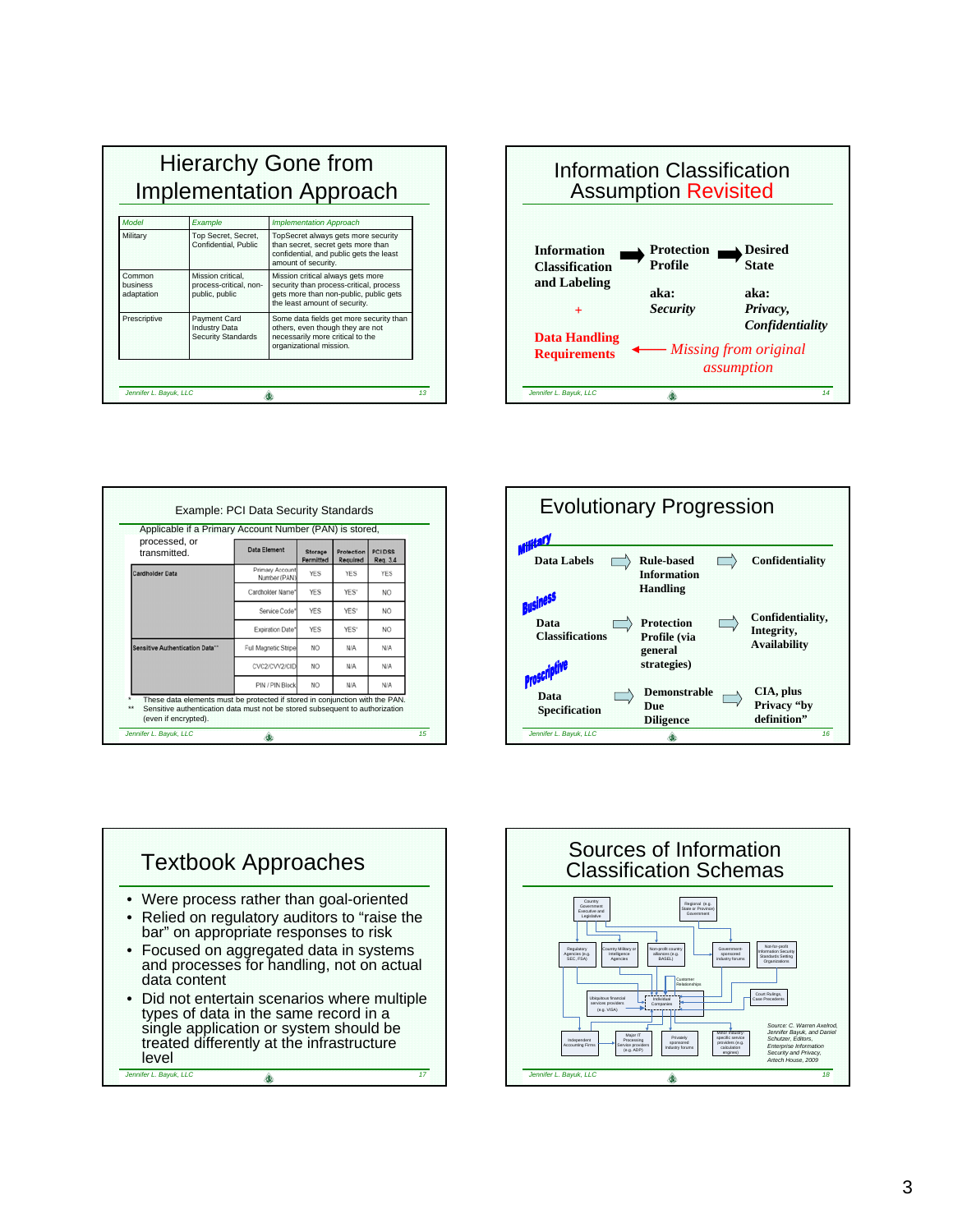## Hierarchy Gone from Implementation Approach

| Model | Example | Implementation Approach |
|---|---|---|
| Military | Top Secret, Secret, Confidential, Public | TopSecret always gets more security than secret, secret gets more than confidential, and public gets the least amount of security. |
| Common business adaptation | Mission critical, process-critical, non-public, public | Mission critical always gets more security than process-critical, process gets more than non-public, public gets the least amount of security. |
| Prescriptive | Payment Card Industry Data Security Standards | Some data fields get more security than others, even though they are not necessarily more critical to the organizational mission. |

## Information Classification Assumption Revisited

**Information Classification and Labeling** ➡ **Protection Profile** ➡ **Desired State**

**aka:** ***Security***

**aka:** ***Privacy, Confidentiality***

+

**Data Handling Requirements** ← *Missing from original assumption*

## Example: PCI Data Security Standards

Applicable if a Primary Account Number (PAN) is stored, processed, or transmitted.

| | Data Element | Storage Permitted | Protection Required | PCI DSS Req. 3.4 |
|---|---|---|---|---|
| Cardholder Data | Primary Account Number (PAN) | YES | YES | YES |
| | Cardholder Name* | YES | YES[1] | NO |
| | Service Code* | YES | YES[1] | NO |
| | Expiration Date* | YES | YES[1] | NO |
| Sensitive Authentication Data** | Full Magnetic Stripe | NO | N/A | N/A |
| | CVC2/CVV2/CID | NO | N/A | N/A |
| | PIN / PIN Block | NO | N/A | N/A |

\* These data elements must be protected if stored in conjunction with the PAN.
\*\* Sensitive authentication data must not be stored subsequent to authorization (even if encrypted).

## Evolutionary Progression

*Military*: **Data Labels** ⇨ **Rule-based Information Handling** ⇨ **Confidentiality**

*Business*: **Data Classifications** ⇨ **Protection Profile (via general strategies)** ⇨ **Confidentiality, Integrity, Availability**

*Prescriptive*: **Data Specification** ⇨ **Demonstrable Due Diligence** ⇨ **CIA, plus Privacy "by definition"**

## Textbook Approaches

- Were process rather than goal-oriented
- Relied on regulatory auditors to "raise the bar" on appropriate responses to risk
- Focused on aggregated data in systems and processes for handling, not on actual data content
- Did not entertain scenarios where multiple types of data in the same record in a single application or system should be treated differently at the infrastructure level

## Sources of Information Classification Schemas

Country Government Executive and Legislative; Regional (e.g. State or Province) Government; Regulatory Agencies (e.g. SEC, FSA); Country Military or Intelligence Agencies; Non-profit country alliances (e.g. BASEL); Government-sponsored industry forums; Not-for-profit Information Security Standards Setting Organizations; Customer Relationships; Ubiquitous financial services providers (e.g. VISA); Individual Companies; Court Rulings, Case Precedents; Independent Accounting Firms; Major IT Processing Service providers (e.g. ADP); Privately sponsored Industry forums; Minor industry-specific service providers (e.g. calculation engines)

Source: C. Warren Axelrod, Jennifer Bayuk, and Daniel Schutzer, Editors, *Enterprise Information Security and Privacy*, Artech House, 2009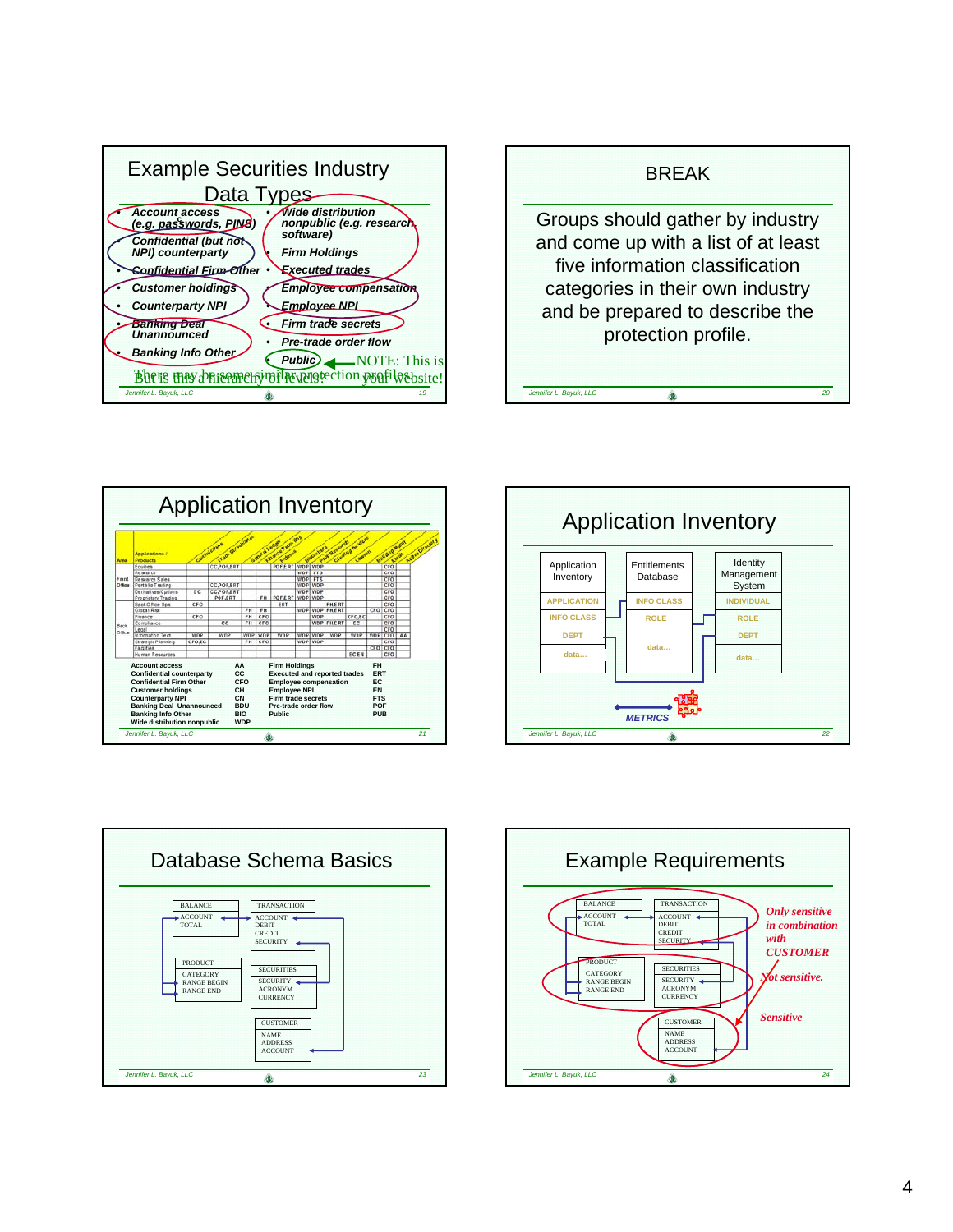## Example Securities Industry Data Types

- Account access (e.g. passwords, PINS)
- Confidential (but not NPI) counterparty
- Confidential Firm Other
- Customer holdings
- Counterparty NPI
- Banking Deal Unannounced
- Banking Info Other

- Wide distribution nonpublic (e.g. research, software)
- Firm Holdings
- Executed trades
- Employee compensation
- Employee NPI
- Firm trade secrets
- Pre-trade order flow
- Public ← NOTE: This is your website!

There may be some similar protection profiles. But is this a hierarchy of levels?

## BREAK

Groups should gather by industry and come up with a list of at least five information classification categories in their own industry and be prepared to describe the protection profile.

## Application Inventory

| Code | Data Type | Code |
|---|---|---|
| Account access | AA | |
| Confidential counterparty | CC | |
| Confidential Firm Other | CFO | |
| Customer holdings | CH | |
| Counterparty NPI | CN | |
| Banking Deal Unannounced | BDU | |
| Banking Info Other | BIO | |
| Wide distribution nonpublic | WDP | |
| Firm Holdings | FH | |
| Executed and reported trades | ERT | |
| Employee compensation | EC | |
| Employee NPI | EN | |
| Firm trade secrets | FTS | |
| Pre-trade order flow | POF | |
| Public | PUB | |

## Application Inventory

| Application Inventory | Entitlements Database | Identity Management System |
|---|---|---|
| APPLICATION | INFO CLASS | INDIVIDUAL |
| INFO CLASS | ROLE | ROLE |
| DEPT | data… | DEPT |
| data… | | data… |

METRICS

## Database Schema Basics

| BALANCE | TRANSACTION | PRODUCT | SECURITIES | CUSTOMER |
|---|---|---|---|---|
| ACCOUNT | ACCOUNT | CATEGORY | SECURITY | NAME |
| TOTAL | DEBIT | RANGE BEGIN | ACRONYM | ADDRESS |
| | CREDIT | RANGE END | CURRENCY | ACCOUNT |
| | SECURITY | | | |

## Example Requirements

- BALANCE / TRANSACTION: *Only sensitive in combination with CUSTOMER*
- PRODUCT / SECURITIES: *Not sensitive.*
- CUSTOMER: *Sensitive*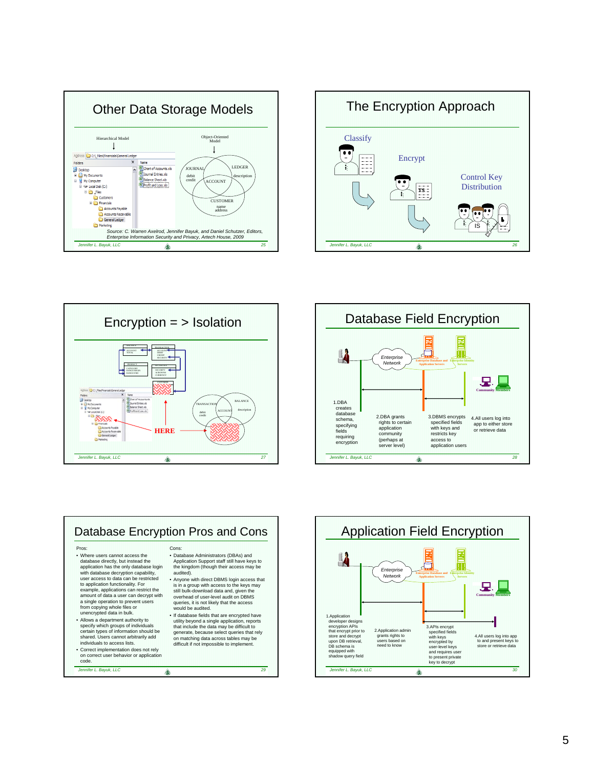## Other Data Storage Models

Hierarchical Model

Object-Oriented Model

Source: C. Warren Axelrod, Jennifer Bayuk, and Daniel Schutzer, Editors, *Enterprise Information Security and Privacy*, Artech House, 2009

## The Encryption Approach

Classify

Encrypt

Control Key Distribution

## Encryption = > Isolation

HERE

## Database Field Encryption

1. DBA creates database schema, specifying fields requiring encryption
2. DBA grants rights to certain application community (perhaps at server level)
3. DBMS encrypts specified fields with keys and restricts key access to application users
4. All users log into app to either store or retrieve data

## Database Encryption Pros and Cons

Pros:

- Where users cannot access the database directly, but instead the application has the only database login with database decryption capability, user access to data can be restricted to application functionality. For example, applications can restrict the amount of data a user can decrypt with a single operation to prevent users from copying whole files or unencrypted data in bulk.
- Allows a department authority to specify which groups of individuals certain types of information should be shared. Users cannot arbitrarily add individuals to access lists.
- Correct implementation does not rely on correct user behavior or application code.

Cons:

- Database Administrators (DBAs) and Application Support staff still have keys to the kingdom (though their access may be audited).
- Anyone with direct DBMS login access that is in a group with access to the keys may still bulk-download data and, given the overhead of user-level audit on DBMS queries, it is not likely that the access would be audited.
- If database fields that are encrypted have utility beyond a single application, reports that include the data may be difficult to generate, because select queries that rely on matching data across tables may be difficult if not impossible to implement.

## Application Field Encryption

1. Application developer designs encryption APIs that encrypt prior to store and decrypt upon DB retrieval, DB schema is equipped with shadow query field
2. Application admin grants rights to users based on need to know
3. APIs encrypt specified fields with keys encrypted by user-level keys and requires user to present private key to decrypt
4. All users log into app to and present keys to store or retrieve data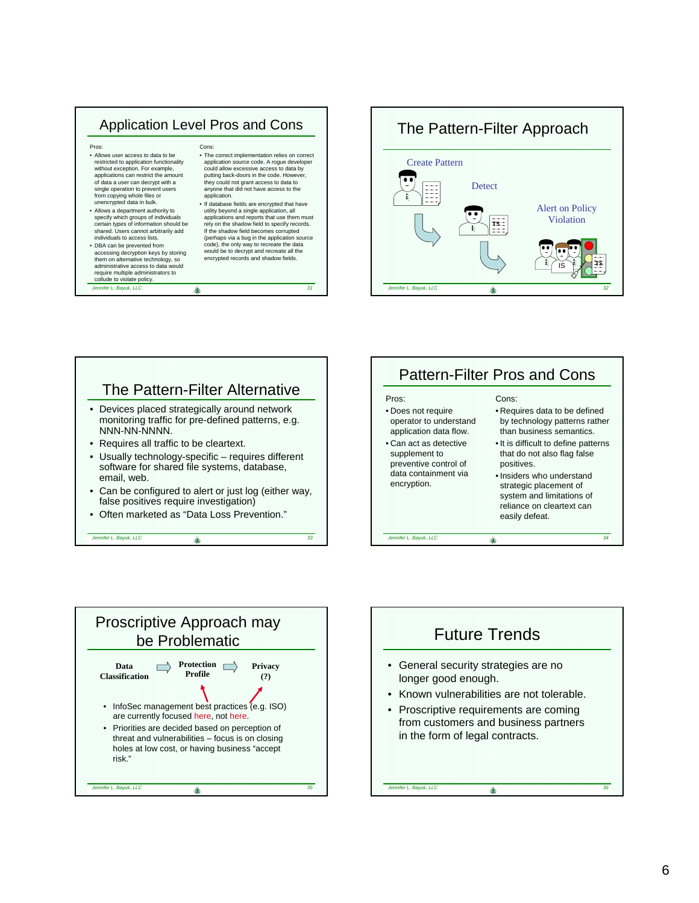## Application Level Pros and Cons

Pros:

- Allows user access to data to be restricted to application functionality without exception. For example, applications can restrict the amount of data a user can decrypt with a single operation to prevent users from copying whole files or unencrypted data in bulk.
- Allows a department authority to specify which groups of individuals certain types of information should be shared. Users cannot arbitrarily add individuals to access lists.
- DBA can be prevented from accessing decryption keys by storing them on alternative technology, so administrative access to data would require multiple administrators to collude to violate policy.

Cons:

- The correct implementation relies on correct application source code. A rogue developer could allow excessive access to data by putting back-doors in the code. However, they could not grant access to data to anyone that did not have access to the application.
- If database fields are encrypted that have utility beyond a single application, all applications and reports that use them must rely on the shadow field to specify records. If the shadow field becomes corrupted (perhaps via a bug in the application source code), the only way to recreate the data would be to decrypt and recreate all the encrypted records and shadow fields.

## The Pattern-Filter Approach

Create Pattern

Detect

Alert on Policy Violation

## The Pattern-Filter Alternative

- Devices placed strategically around network monitoring traffic for pre-defined patterns, e.g. NNN-NN-NNNN.
- Requires all traffic to be cleartext.
- Usually technology-specific – requires different software for shared file systems, database, email, web.
- Can be configured to alert or just log (either way, false positives require investigation)
- Often marketed as "Data Loss Prevention."

## Pattern-Filter Pros and Cons

Pros:

- Does not require operator to understand application data flow.
- Can act as detective supplement to preventive control of data containment via encryption.

Cons:

- Requires data to be defined by technology patterns rather than business semantics.
- It is difficult to define patterns that do not also flag false positives.
- Insiders who understand strategic placement of system and limitations of reliance on cleartext can easily defeat.

## Proscriptive Approach may be Problematic

**Data Classification** → **Protection Profile** → **Privacy (?)**

- InfoSec management best practices (e.g. ISO) are currently focused here, not here.
- Priorities are decided based on perception of threat and vulnerabilities – focus is on closing holes at low cost, or having business "accept risk."

## Future Trends

- General security strategies are no longer good enough.
- Known vulnerabilities are not tolerable.
- Proscriptive requirements are coming from customers and business partners in the form of legal contracts.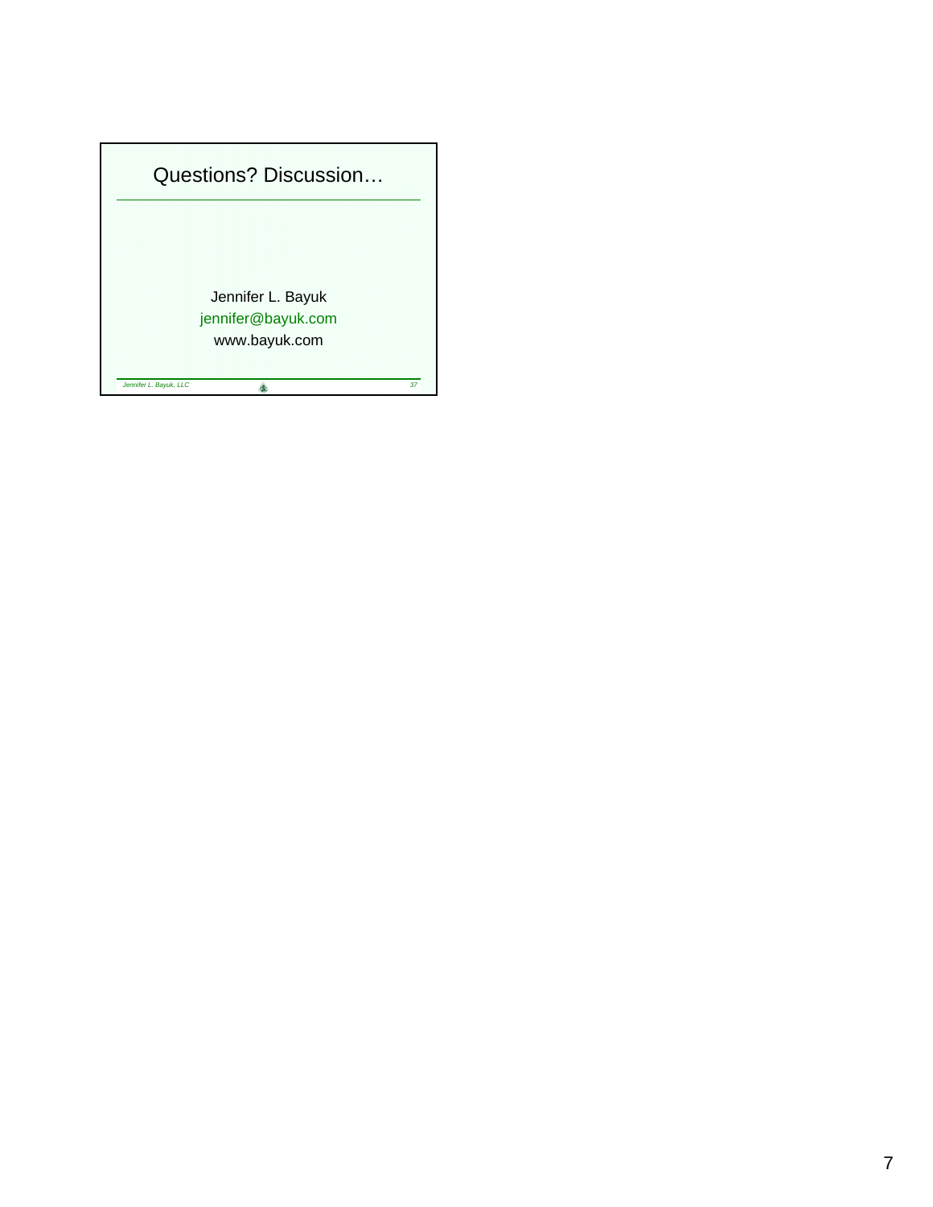## Questions? Discussion…

Jennifer L. Bayuk
jennifer@bayuk.com
www.bayuk.com